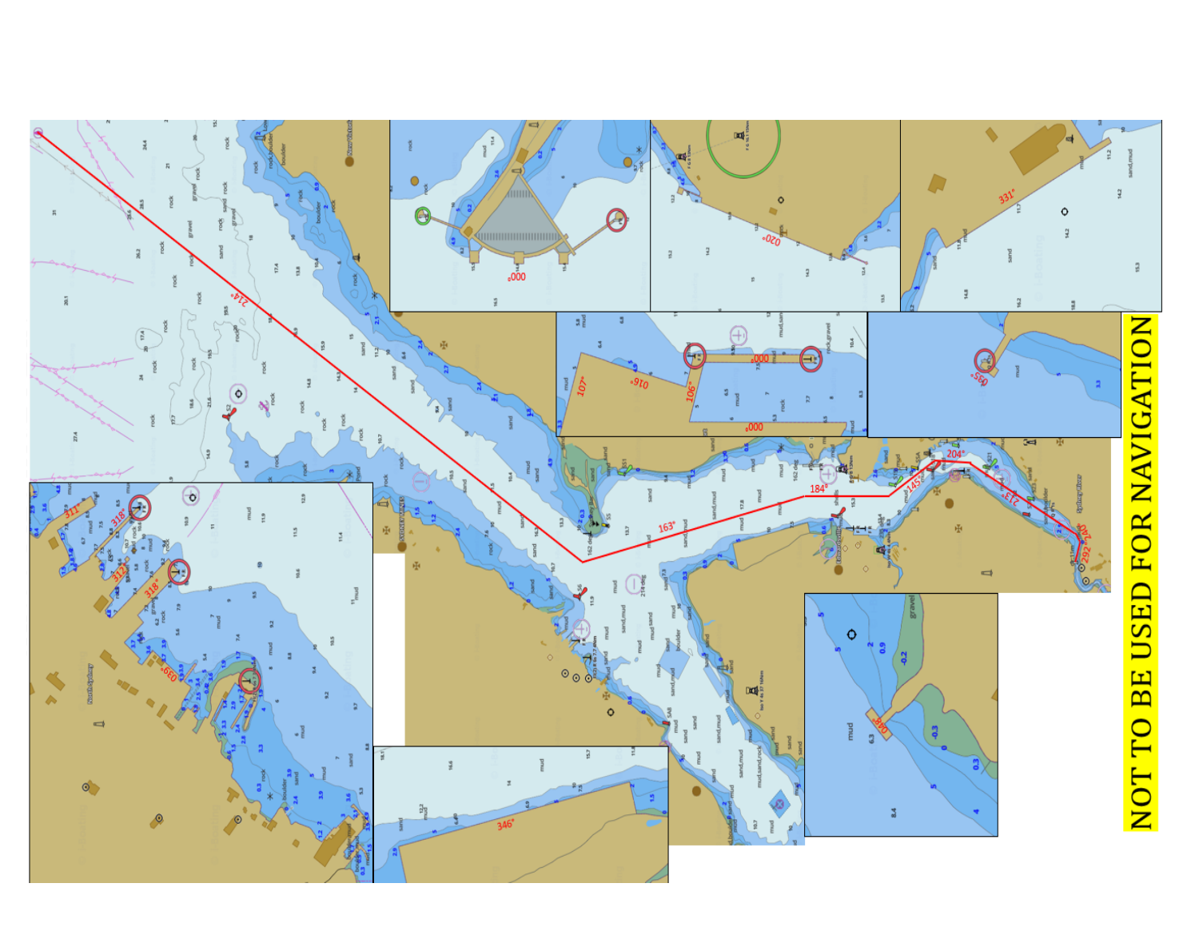NOT TO BE USED FOR NAVIGATION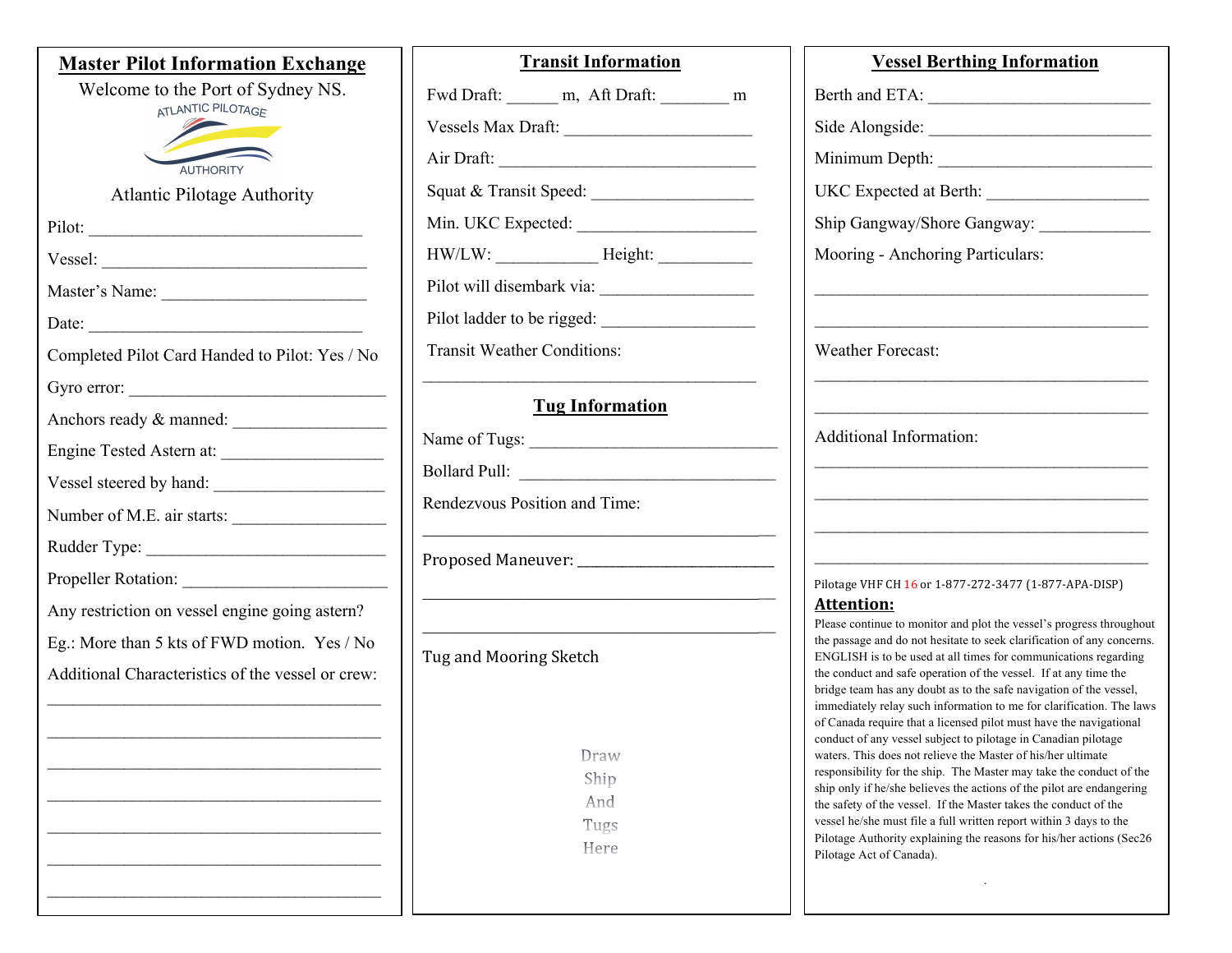## Master Pilot Information Exchange

Welcome to the Port of Sydney NS.

ATLANTIC PILOTAGE AUTHORITY

Atlantic Pilotage Authority

Pilot: ______________________________

Vessel: _____________________________

Master's Name: ______________________

Date: ______________________________

Completed Pilot Card Handed to Pilot: Yes / No

Gyro error: __________________________

Anchors ready & manned: ________________

Engine Tested Astern at: _________________

Vessel steered by hand: __________________

Number of M.E. air starts: ________________

Rudder Type: _________________________

Propeller Rotation: ______________________

Any restriction on vessel engine going astern?

Eg.: More than 5 kts of FWD motion. Yes / No

Additional Characteristics of the vessel or crew:

_____________________________________

_____________________________________

_____________________________________

_____________________________________

_____________________________________

_____________________________________

_____________________________________

## Transit Information

Fwd Draft: ______ m, Aft Draft: ________ m

Vessels Max Draft: _____________________

Air Draft: ____________________________

Squat & Transit Speed: __________________

Min. UKC Expected: ____________________

HW/LW: ___________ Height: __________

Pilot will disembark via: _________________

Pilot ladder to be rigged: ________________

Transit Weather Conditions:

_____________________________________

## Tug Information

Name of Tugs: ___________________________

Bollard Pull: ____________________________

Rendezvous Position and Time:

_______________________________________

Proposed Maneuver: _____________________

_______________________________________

_______________________________________

Tug and Mooring Sketch

Draw Ship And Tugs Here

## Vessel Berthing Information

Berth and ETA: _________________________

Side Alongside: _________________________

Minimum Depth: ________________________

UKC Expected at Berth: __________________

Ship Gangway/Shore Gangway: ____________

Mooring - Anchoring Particulars:

_____________________________________

_____________________________________

Weather Forecast:

_____________________________________

_____________________________________

Additional Information:

_____________________________________

_____________________________________

_____________________________________

_____________________________________

Pilotage VHF CH 16 or 1-877-272-3477 (1-877-APA-DISP)

**Attention:**

Please continue to monitor and plot the vessel's progress throughout the passage and do not hesitate to seek clarification of any concerns. ENGLISH is to be used at all times for communications regarding the conduct and safe operation of the vessel. If at any time the bridge team has any doubt as to the safe navigation of the vessel, immediately relay such information to me for clarification. The laws of Canada require that a licensed pilot must have the navigational conduct of any vessel subject to pilotage in Canadian pilotage waters. This does not relieve the Master of his/her ultimate responsibility for the ship. The Master may take the conduct of the ship only if he/she believes the actions of the pilot are endangering the safety of the vessel. If the Master takes the conduct of the vessel he/she must file a full written report within 3 days to the Pilotage Authority explaining the reasons for his/her actions (Sec26 Pilotage Act of Canada).